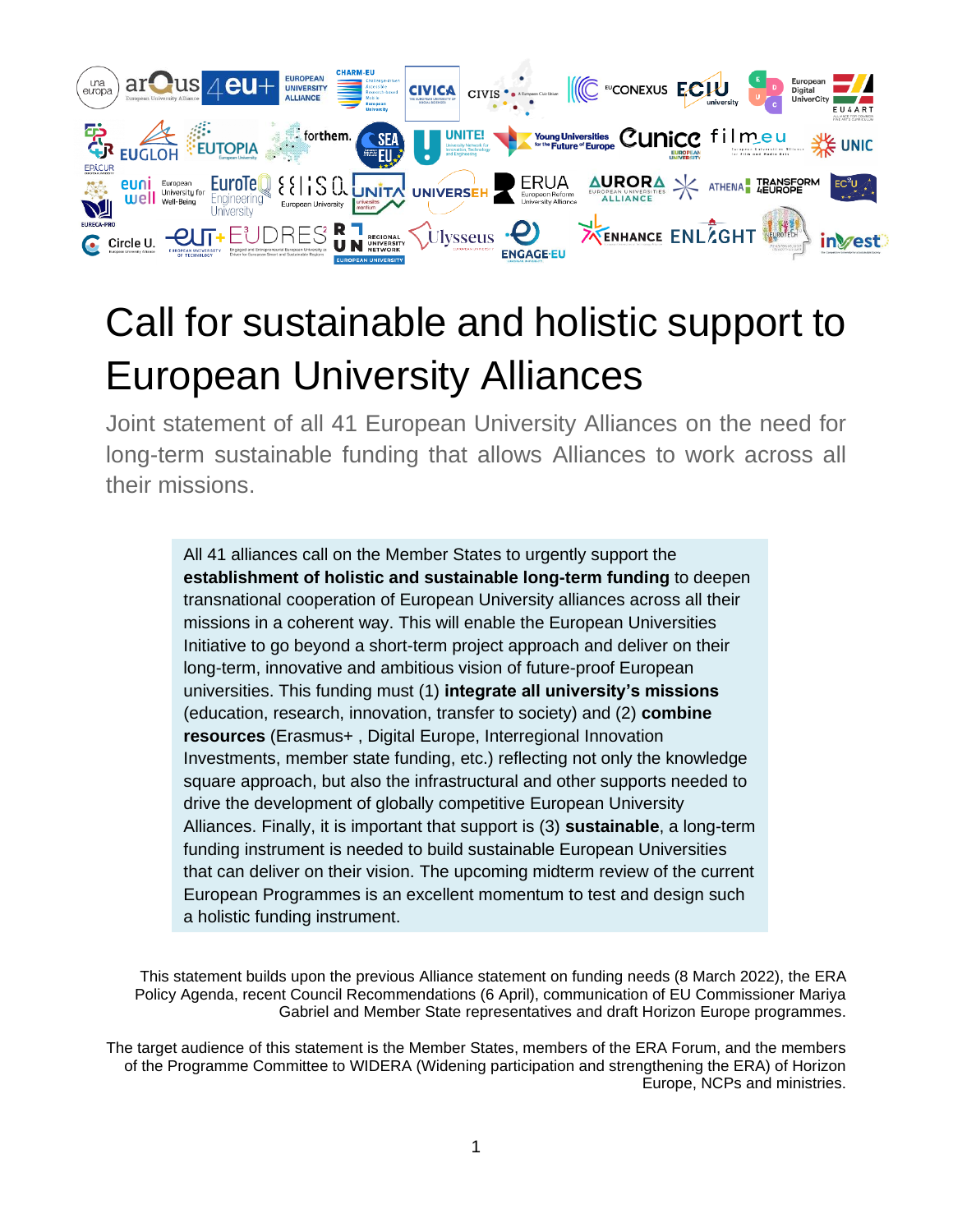# Call for sustainable and holistic support to European University Alliances

Joint statement of all 41 European University Alliances on the need for long-term sustainable funding that allows Alliances to work across all their missions.

All 41 alliances call on the Member States to urgently support the **establishment of holistic and sustainable long-term funding** to deepen transnational cooperation of European University alliances across all their missions in a coherent way. This will enable the European Universities Initiative to go beyond a short-term project approach and deliver on their long-term, innovative and ambitious vision of future-proof European universities. This funding must (1) **integrate all university's missions** (education, research, innovation, transfer to society) and (2) **combine resources** (Erasmus+ , Digital Europe, Interregional Innovation Investments, member state funding, etc.) reflecting not only the knowledge square approach, but also the infrastructural and other supports needed to drive the development of globally competitive European University Alliances. Finally, it is important that support is (3) **sustainable**, a long-term funding instrument is needed to build sustainable European Universities that can deliver on their vision. The upcoming midterm review of the current European Programmes is an excellent momentum to test and design such a holistic funding instrument.

This statement builds upon the previous Alliance statement on funding needs (8 March 2022), the ERA Policy Agenda, recent Council Recommendations (6 April), communication of EU Commissioner Mariya Gabriel and Member State representatives and draft Horizon Europe programmes.

The target audience of this statement is the Member States, members of the ERA Forum, and the members of the Programme Committee to WIDERA (Widening participation and strengthening the ERA) of Horizon Europe, NCPs and ministries.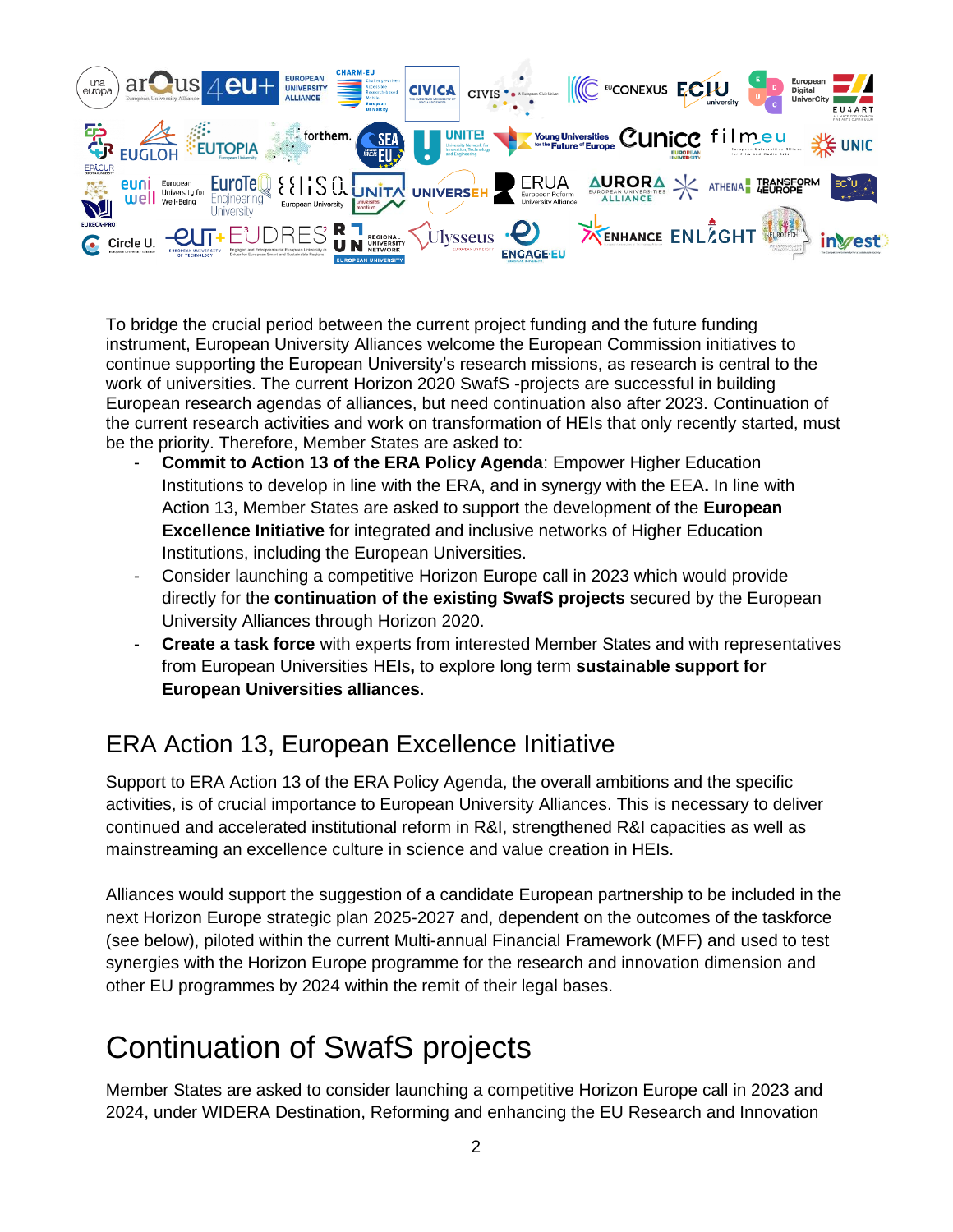To bridge the crucial period between the current project funding and the future funding instrument, European University Alliances welcome the European Commission initiatives to continue supporting the European University's research missions, as research is central to the work of universities. The current Horizon 2020 SwafS -projects are successful in building European research agendas of alliances, but need continuation also after 2023. Continuation of the current research activities and work on transformation of HEIs that only recently started, must be the priority. Therefore, Member States are asked to:

- **Commit to Action 13 of the ERA Policy Agenda**: Empower Higher Education Institutions to develop in line with the ERA, and in synergy with the EEA**.** In line with Action 13, Member States are asked to support the development of the **European Excellence Initiative** for integrated and inclusive networks of Higher Education Institutions, including the European Universities.
- Consider launching a competitive Horizon Europe call in 2023 which would provide directly for the **continuation of the existing SwafS projects** secured by the European University Alliances through Horizon 2020.
- **Create a task force** with experts from interested Member States and with representatives from European Universities HEIs**,** to explore long term **sustainable support for European Universities alliances**.

## ERA Action 13, European Excellence Initiative

Support to ERA Action 13 of the ERA Policy Agenda, the overall ambitions and the specific activities, is of crucial importance to European University Alliances. This is necessary to deliver continued and accelerated institutional reform in R&I, strengthened R&I capacities as well as mainstreaming an excellence culture in science and value creation in HEIs.

Alliances would support the suggestion of a candidate European partnership to be included in the next Horizon Europe strategic plan 2025-2027 and, dependent on the outcomes of the taskforce (see below), piloted within the current Multi-annual Financial Framework (MFF) and used to test synergies with the Horizon Europe programme for the research and innovation dimension and other EU programmes by 2024 within the remit of their legal bases.

# Continuation of SwafS projects

Member States are asked to consider launching a competitive Horizon Europe call in 2023 and 2024, under WIDERA Destination, Reforming and enhancing the EU Research and Innovation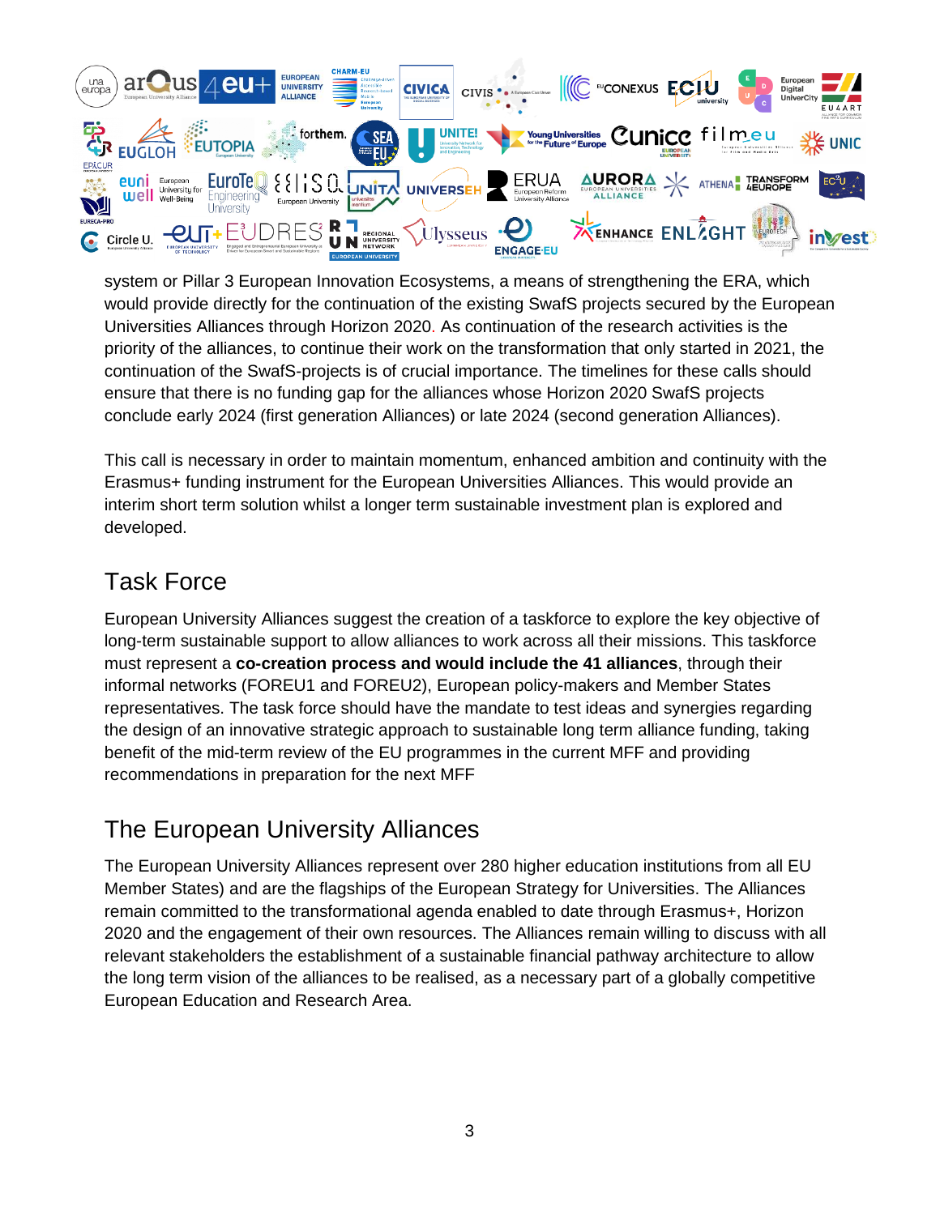system or Pillar 3 European Innovation Ecosystems, a means of strengthening the ERA, which would provide directly for the continuation of the existing SwafS projects secured by the European Universities Alliances through Horizon 2020. As continuation of the research activities is the priority of the alliances, to continue their work on the transformation that only started in 2021, the continuation of the SwafS-projects is of crucial importance. The timelines for these calls should ensure that there is no funding gap for the alliances whose Horizon 2020 SwafS projects conclude early 2024 (first generation Alliances) or late 2024 (second generation Alliances).

This call is necessary in order to maintain momentum, enhanced ambition and continuity with the Erasmus+ funding instrument for the European Universities Alliances. This would provide an interim short term solution whilst a longer term sustainable investment plan is explored and developed.

## Task Force

European University Alliances suggest the creation of a taskforce to explore the key objective of long-term sustainable support to allow alliances to work across all their missions. This taskforce must represent a **co-creation process and would include the 41 alliances**, through their informal networks (FOREU1 and FOREU2), European policy-makers and Member States representatives. The task force should have the mandate to test ideas and synergies regarding the design of an innovative strategic approach to sustainable long term alliance funding, taking benefit of the mid-term review of the EU programmes in the current MFF and providing recommendations in preparation for the next MFF

## The European University Alliances

The European University Alliances represent over 280 higher education institutions from all EU Member States) and are the flagships of the European Strategy for Universities. The Alliances remain committed to the transformational agenda enabled to date through Erasmus+, Horizon 2020 and the engagement of their own resources. The Alliances remain willing to discuss with all relevant stakeholders the establishment of a sustainable financial pathway architecture to allow the long term vision of the alliances to be realised, as a necessary part of a globally competitive European Education and Research Area.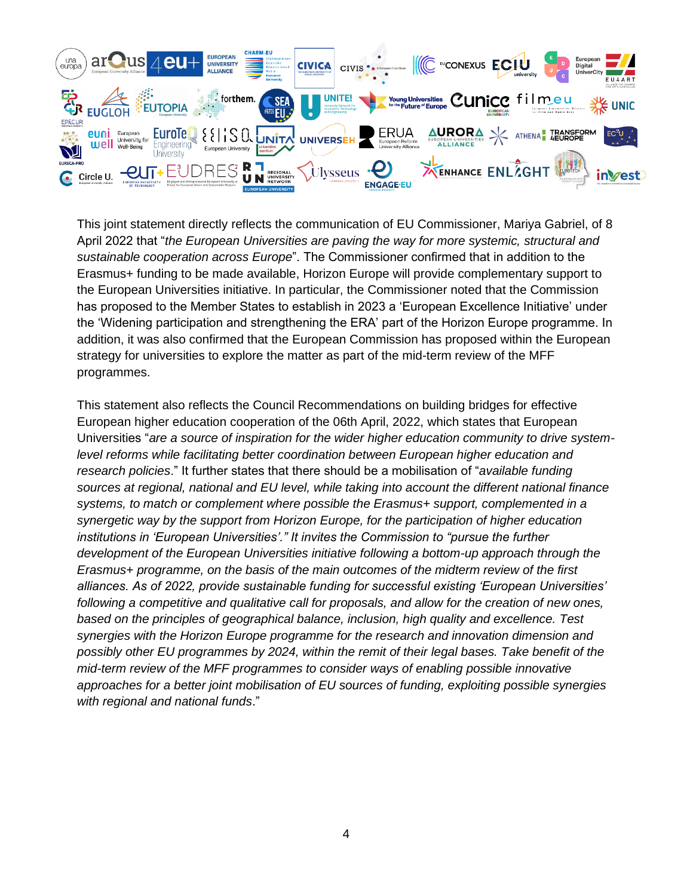This joint statement directly reflects the communication of EU Commissioner, Mariya Gabriel, of 8 April 2022 that "*the European Universities are paving the way for more systemic, structural and sustainable cooperation across Europe*". The Commissioner confirmed that in addition to the Erasmus+ funding to be made available, Horizon Europe will provide complementary support to the European Universities initiative. In particular, the Commissioner noted that the Commission has proposed to the Member States to establish in 2023 a 'European Excellence Initiative' under the 'Widening participation and strengthening the ERA' part of the Horizon Europe programme. In addition, it was also confirmed that the European Commission has proposed within the European strategy for universities to explore the matter as part of the mid-term review of the MFF programmes.

This statement also reflects the Council Recommendations on building bridges for effective European higher education cooperation of the 06th April, 2022, which states that European Universities "*are a source of inspiration for the wider higher education community to drive system-level reforms while facilitating better coordination between European higher education and research policies*." It further states that there should be a mobilisation of "*available funding sources at regional, national and EU level, while taking into account the different national finance systems, to match or complement where possible the Erasmus+ support, complemented in a synergetic way by the support from Horizon Europe, for the participation of higher education institutions in 'European Universities'." It invites the Commission to "pursue the further development of the European Universities initiative following a bottom-up approach through the Erasmus+ programme, on the basis of the main outcomes of the midterm review of the first alliances. As of 2022, provide sustainable funding for successful existing 'European Universities' following a competitive and qualitative call for proposals, and allow for the creation of new ones, based on the principles of geographical balance, inclusion, high quality and excellence. Test synergies with the Horizon Europe programme for the research and innovation dimension and possibly other EU programmes by 2024, within the remit of their legal bases. Take benefit of the mid-term review of the MFF programmes to consider ways of enabling possible innovative approaches for a better joint mobilisation of EU sources of funding, exploiting possible synergies with regional and national funds*."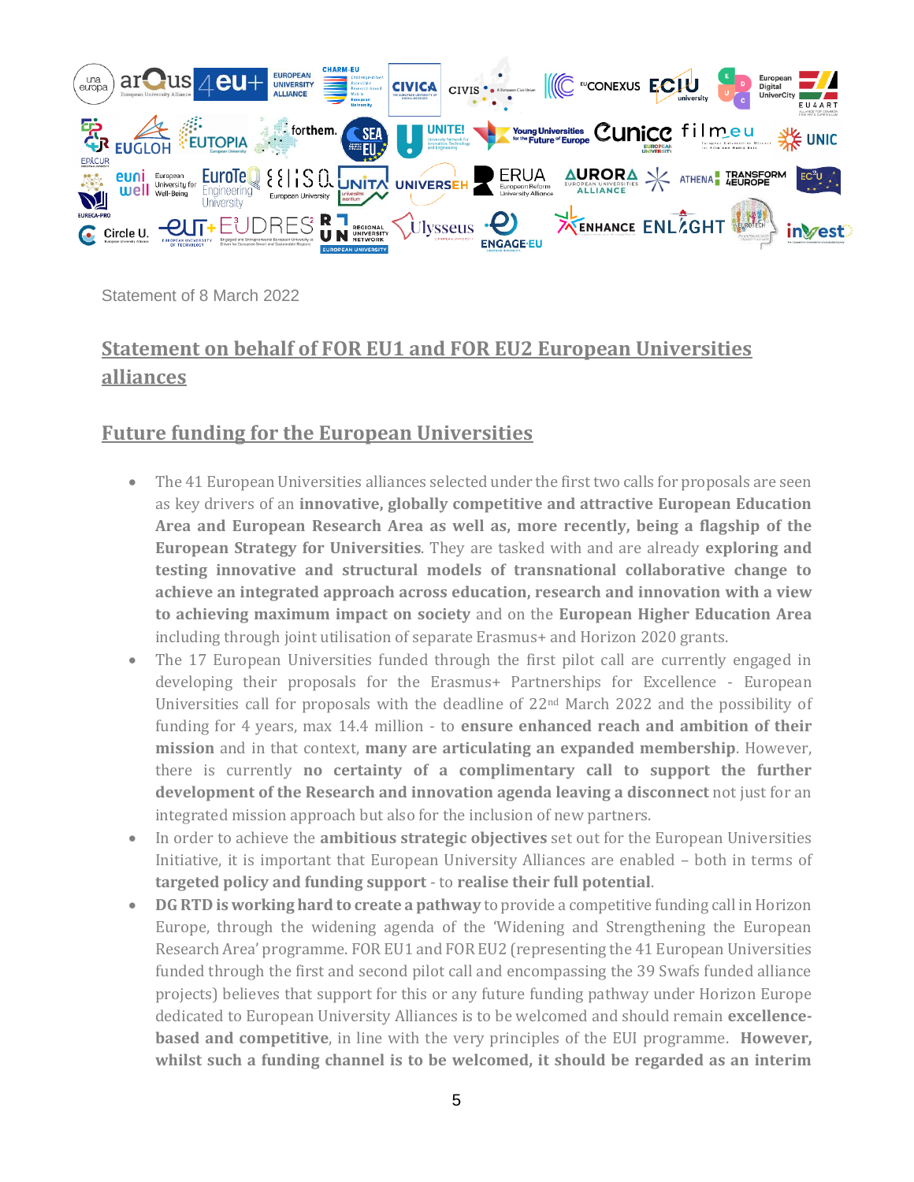Statement of 8 March 2022

## Statement on behalf of FOR EU1 and FOR EU2 European Universities alliances

## Future funding for the European Universities

- The 41 European Universities alliances selected under the first two calls for proposals are seen as key drivers of an **innovative, globally competitive and attractive European Education Area and European Research Area as well as, more recently, being a flagship of the European Strategy for Universities**. They are tasked with and are already **exploring and testing innovative and structural models of transnational collaborative change to achieve an integrated approach across education, research and innovation with a view to achieving maximum impact on society** and on the **European Higher Education Area** including through joint utilisation of separate Erasmus+ and Horizon 2020 grants.
- The 17 European Universities funded through the first pilot call are currently engaged in developing their proposals for the Erasmus+ Partnerships for Excellence - European Universities call for proposals with the deadline of 22nd March 2022 and the possibility of funding for 4 years, max 14.4 million - to **ensure enhanced reach and ambition of their mission** and in that context, **many are articulating an expanded membership**. However, there is currently **no certainty of a complimentary call to support the further development of the Research and innovation agenda leaving a disconnect** not just for an integrated mission approach but also for the inclusion of new partners.
- In order to achieve the **ambitious strategic objectives** set out for the European Universities Initiative, it is important that European University Alliances are enabled – both in terms of **targeted policy and funding support** - to **realise their full potential**.
- **DG RTD is working hard to create a pathway** to provide a competitive funding call in Horizon Europe, through the widening agenda of the 'Widening and Strengthening the European Research Area' programme. FOR EU1 and FOR EU2 (representing the 41 European Universities funded through the first and second pilot call and encompassing the 39 Swafs funded alliance projects) believes that support for this or any future funding pathway under Horizon Europe dedicated to European University Alliances is to be welcomed and should remain **excellence-based and competitive**, in line with the very principles of the EUI programme. **However, whilst such a funding channel is to be welcomed, it should be regarded as an interim**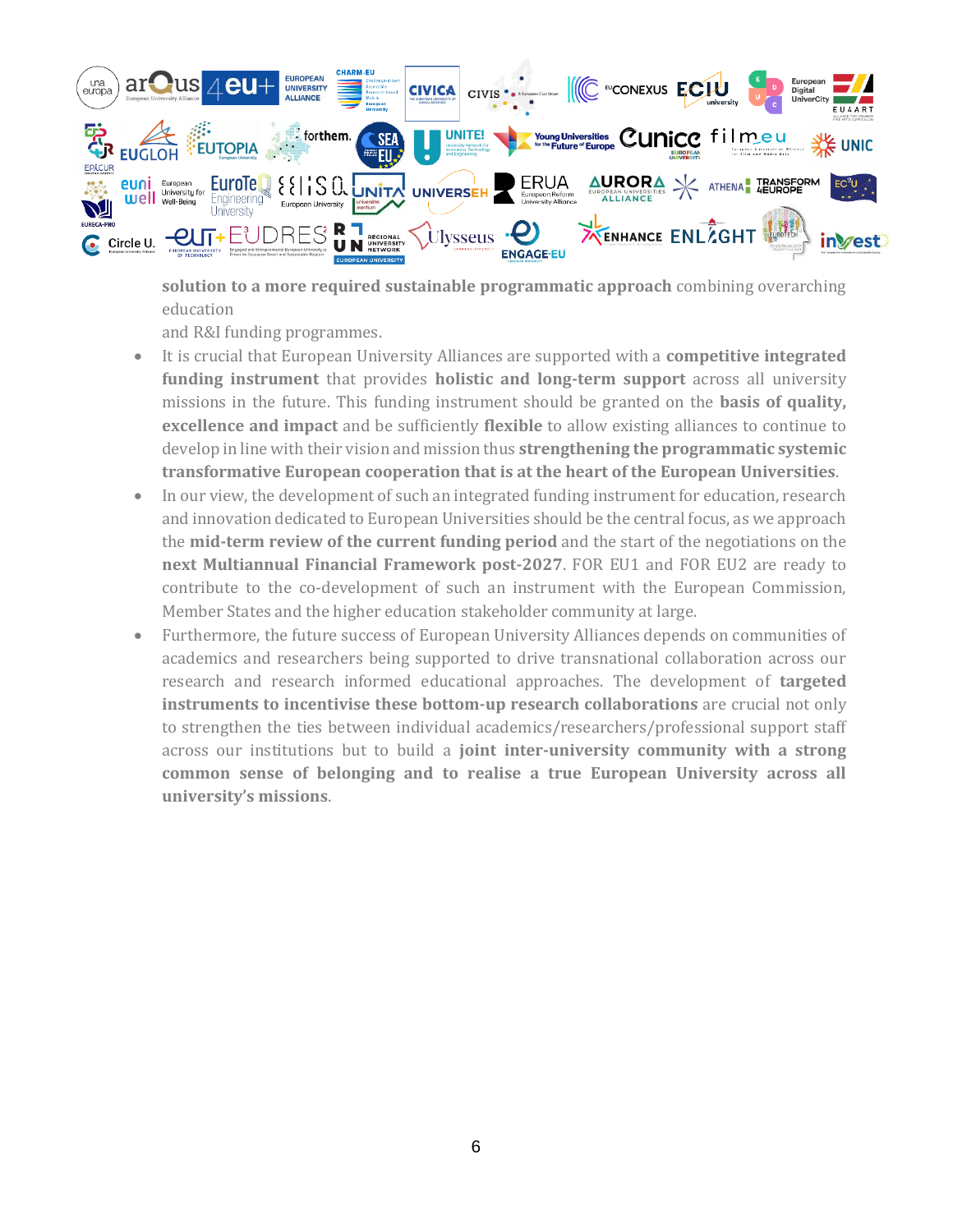**solution to a more required sustainable programmatic approach** combining overarching education
and R&I funding programmes.

- It is crucial that European University Alliances are supported with a **competitive integrated funding instrument** that provides **holistic and long-term support** across all university missions in the future. This funding instrument should be granted on the **basis of quality, excellence and impact** and be sufficiently **flexible** to allow existing alliances to continue to develop in line with their vision and mission thus **strengthening the programmatic systemic transformative European cooperation that is at the heart of the European Universities**.
- In our view, the development of such an integrated funding instrument for education, research and innovation dedicated to European Universities should be the central focus, as we approach the **mid-term review of the current funding period** and the start of the negotiations on the **next Multiannual Financial Framework post-2027**. FOR EU1 and FOR EU2 are ready to contribute to the co-development of such an instrument with the European Commission, Member States and the higher education stakeholder community at large.
- Furthermore, the future success of European University Alliances depends on communities of academics and researchers being supported to drive transnational collaboration across our research and research informed educational approaches. The development of **targeted instruments to incentivise these bottom-up research collaborations** are crucial not only to strengthen the ties between individual academics/researchers/professional support staff across our institutions but to build a **joint inter-university community with a strong common sense of belonging and to realise a true European University across all university's missions**.